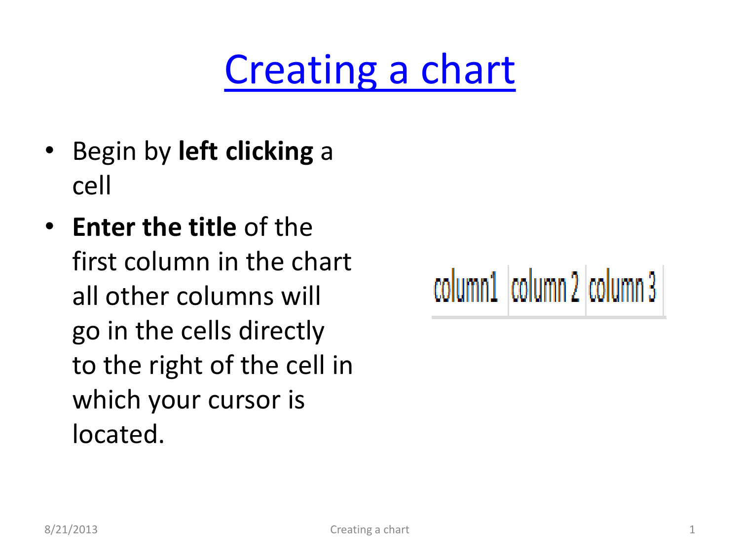# Creating a chart

- Begin by **left clicking** a cell
- **Enter the title** of the first column in the chart all other columns will go in the cells directly to the right of the cell in which your cursor is located.

| column1 | column 2 | column 3 |
|---|---|---|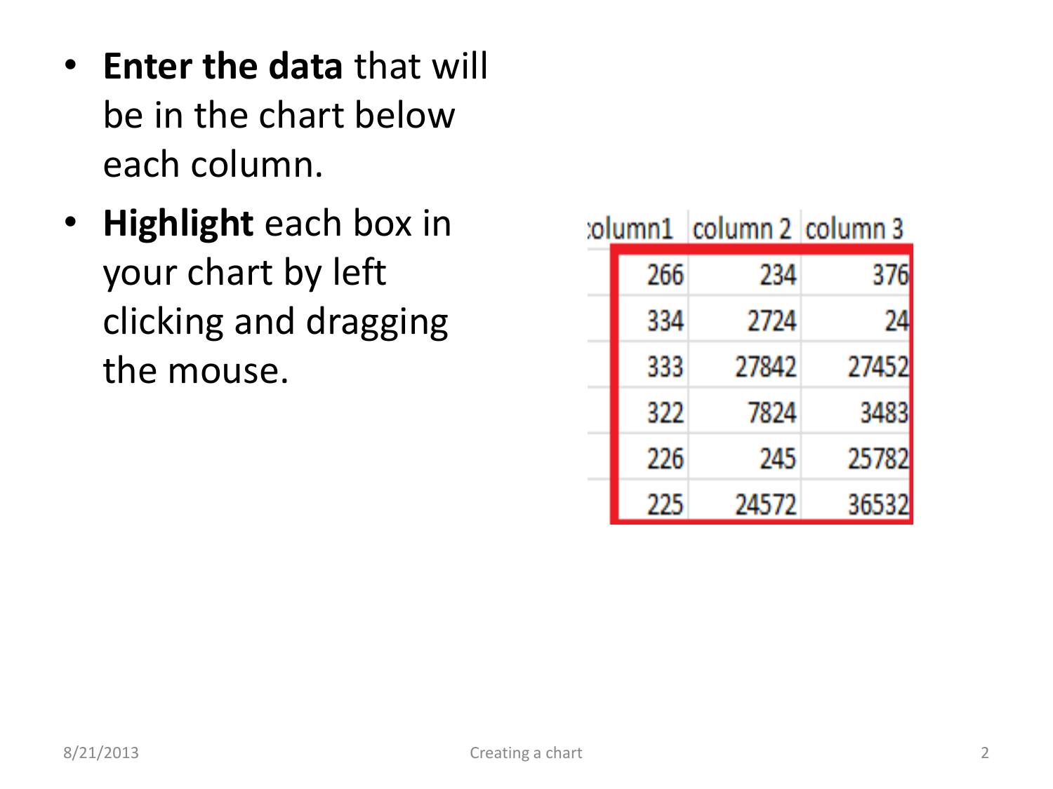- **Enter the data** that will be in the chart below each column.
- **Highlight** each box in your chart by left clicking and dragging the mouse.

| column1 | column 2 | column 3 |
| --- | --- | --- |
| 266 | 234 | 376 |
| 334 | 2724 | 24 |
| 333 | 27842 | 27452 |
| 322 | 7824 | 3483 |
| 226 | 245 | 25782 |
| 225 | 24572 | 36532 |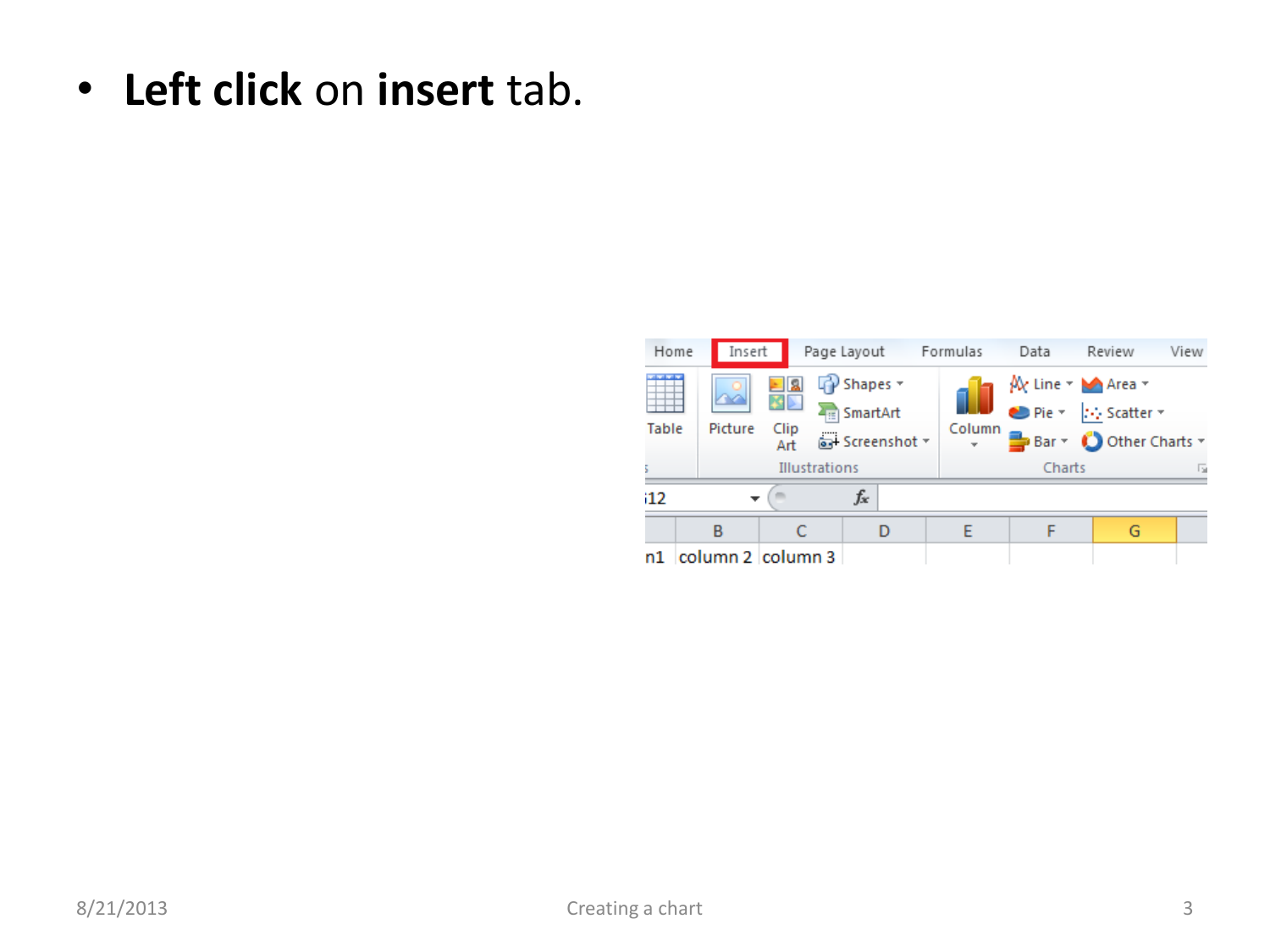- **Left click** on **insert** tab.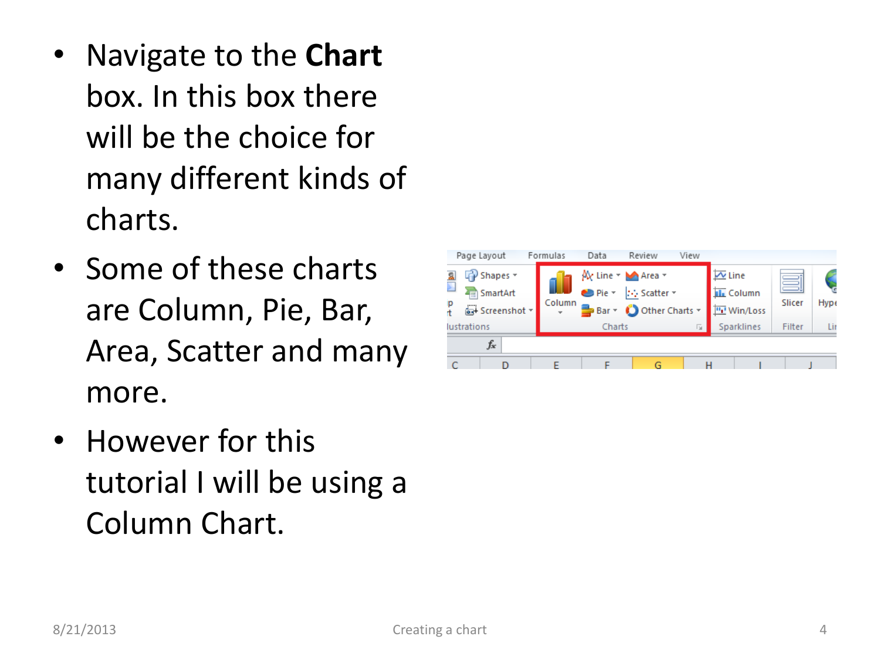- Navigate to the **Chart** box. In this box there will be the choice for many different kinds of charts.
- Some of these charts are Column, Pie, Bar, Area, Scatter and many more.
- However for this tutorial I will be using a Column Chart.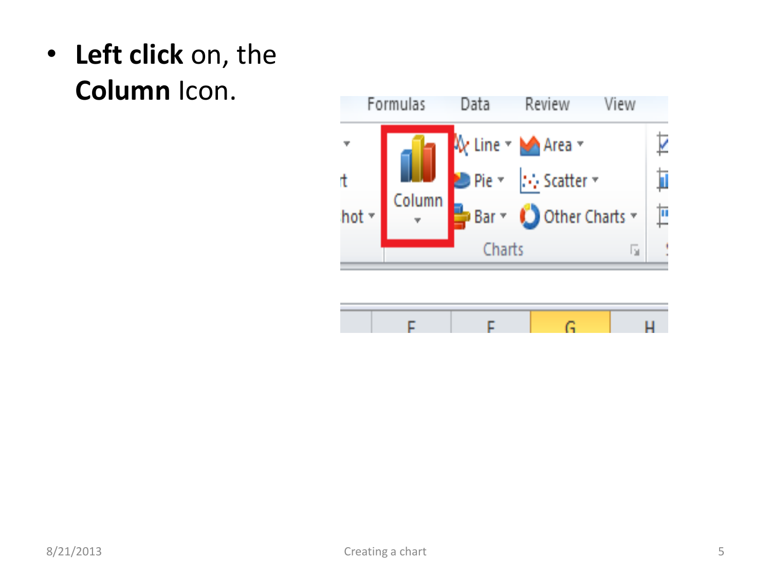- **Left click** on, the **Column** Icon.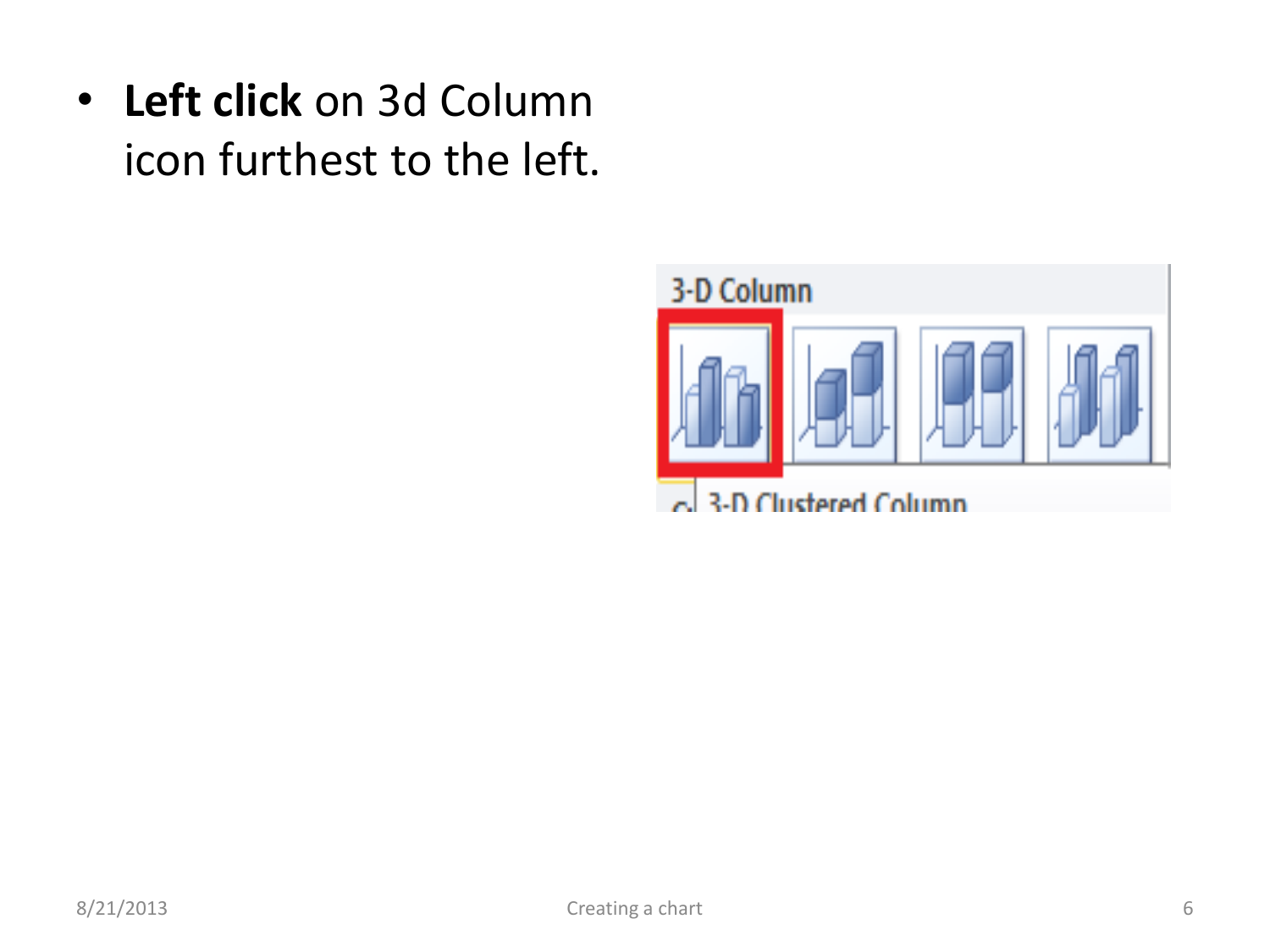- **Left click** on 3d Column icon furthest to the left.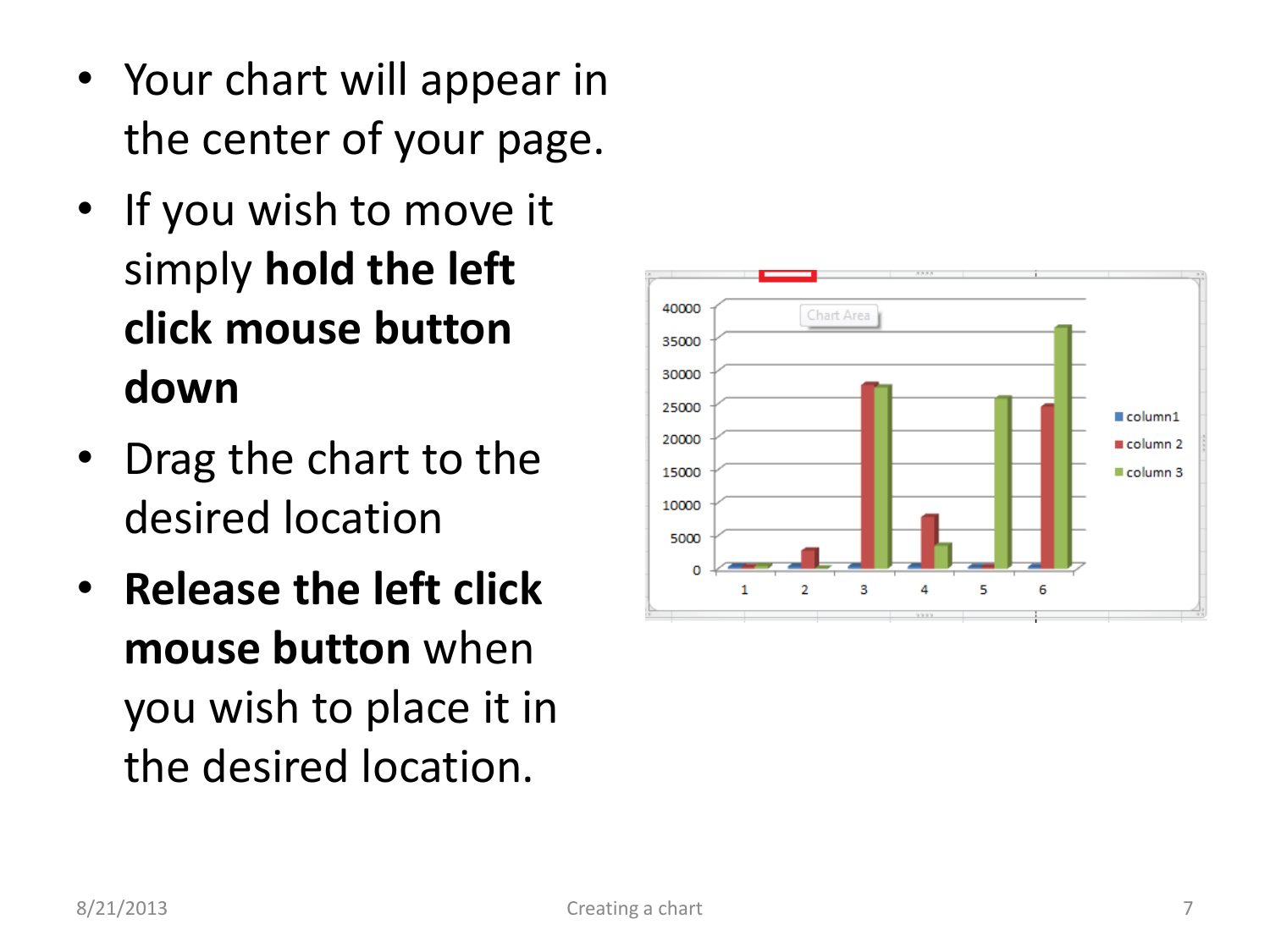- Your chart will appear in the center of your page.
- If you wish to move it simply **hold the left click mouse button down**
- Drag the chart to the desired location
- **Release the left click mouse button** when you wish to place it in the desired location.

Chart Area

40000
35000
30000
25000
20000
15000
10000
5000
0

1 2 3 4 5 6

column1
column 2
column 3